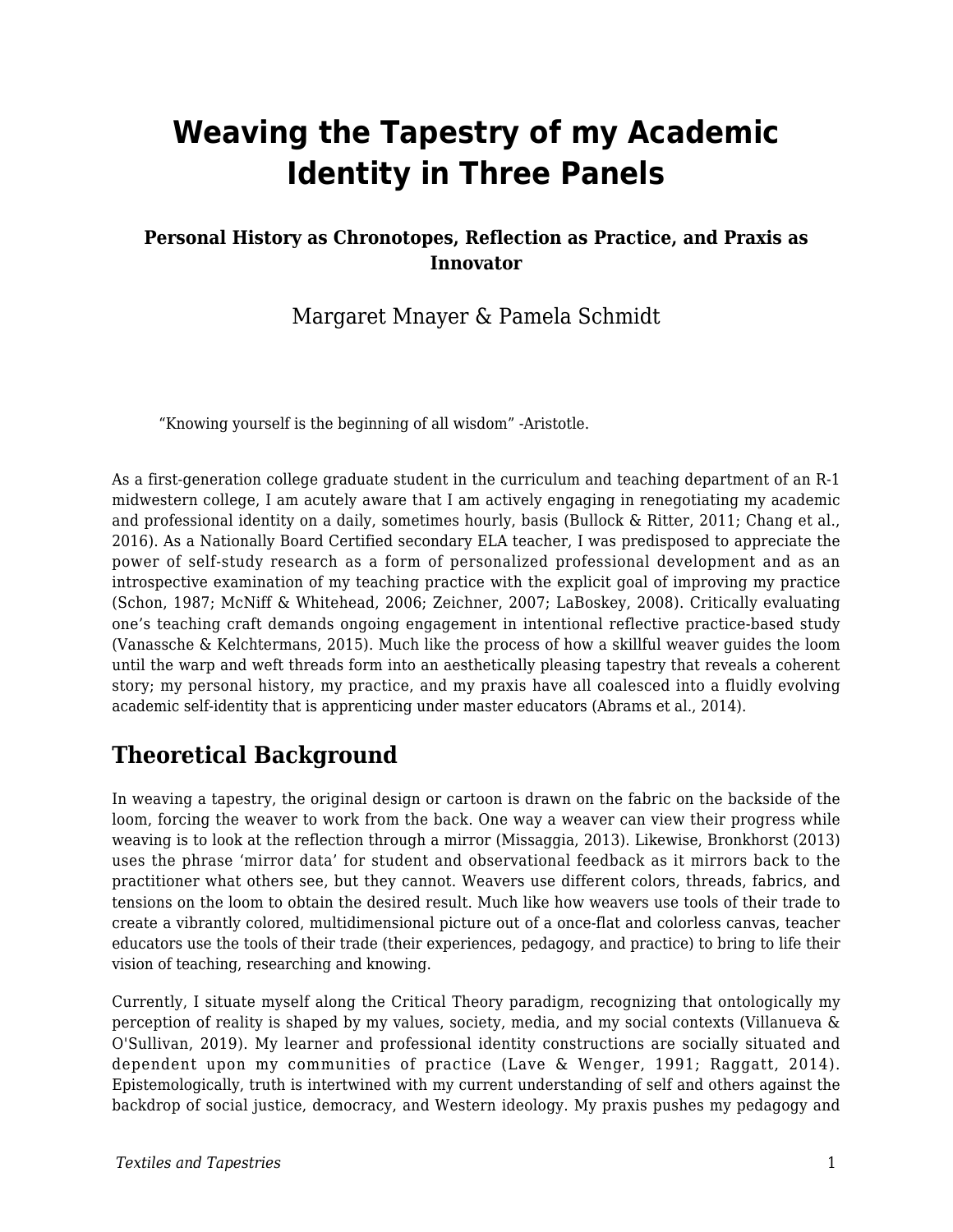# Weaving the Tapestry of my Academic Identity in Three Panels

### Personal History as Chronotopes, Reflection as Practice, and Praxis as Innovator

Margaret Mnayer & Pamela Schmidt

"Knowing yourself is the beginning of all wisdom" -Aristotle.

As a first-generation college graduate student in the curriculum and teaching department of an R-1 midwestern college, I am acutely aware that I am actively engaging in renegotiating my academic and professional identity on a daily, sometimes hourly, basis (Bullock & Ritter, 2011; Chang et al., 2016). As a Nationally Board Certified secondary ELA teacher, I was predisposed to appreciate the power of self-study research as a form of personalized professional development and as an introspective examination of my teaching practice with the explicit goal of improving my practice (Schon, 1987; McNiff & Whitehead, 2006; Zeichner, 2007; LaBoskey, 2008). Critically evaluating one's teaching craft demands ongoing engagement in intentional reflective practice-based study (Vanassche & Kelchtermans, 2015). Much like the process of how a skillful weaver guides the loom until the warp and weft threads form into an aesthetically pleasing tapestry that reveals a coherent story; my personal history, my practice, and my praxis have all coalesced into a fluidly evolving academic self-identity that is apprenticing under master educators (Abrams et al., 2014).

## Theoretical Background

In weaving a tapestry, the original design or cartoon is drawn on the fabric on the backside of the loom, forcing the weaver to work from the back. One way a weaver can view their progress while weaving is to look at the reflection through a mirror (Missaggia, 2013). Likewise, Bronkhorst (2013) uses the phrase 'mirror data' for student and observational feedback as it mirrors back to the practitioner what others see, but they cannot. Weavers use different colors, threads, fabrics, and tensions on the loom to obtain the desired result. Much like how weavers use tools of their trade to create a vibrantly colored, multidimensional picture out of a once-flat and colorless canvas, teacher educators use the tools of their trade (their experiences, pedagogy, and practice) to bring to life their vision of teaching, researching and knowing.

Currently, I situate myself along the Critical Theory paradigm, recognizing that ontologically my perception of reality is shaped by my values, society, media, and my social contexts (Villanueva & O'Sullivan, 2019). My learner and professional identity constructions are socially situated and dependent upon my communities of practice (Lave & Wenger, 1991; Raggatt, 2014). Epistemologically, truth is intertwined with my current understanding of self and others against the backdrop of social justice, democracy, and Western ideology. My praxis pushes my pedagogy and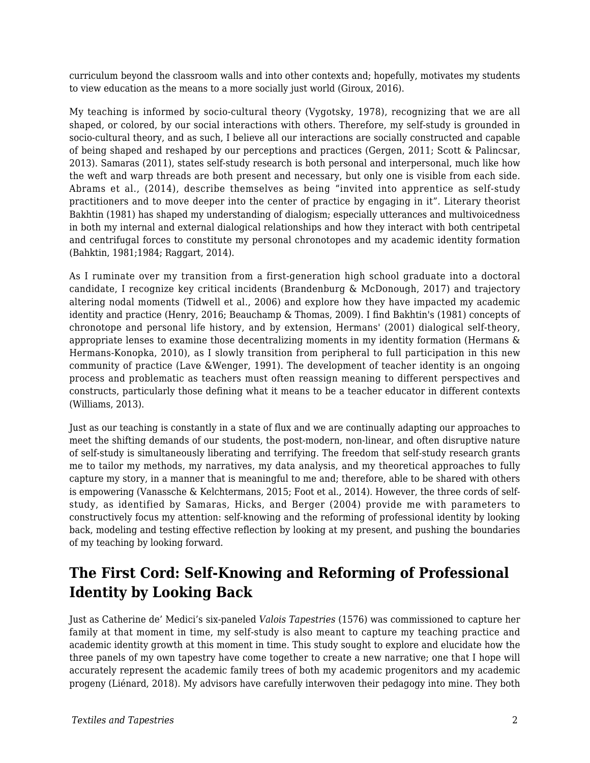curriculum beyond the classroom walls and into other contexts and; hopefully, motivates my students to view education as the means to a more socially just world (Giroux, 2016).

My teaching is informed by socio-cultural theory (Vygotsky, 1978), recognizing that we are all shaped, or colored, by our social interactions with others. Therefore, my self-study is grounded in socio-cultural theory, and as such, I believe all our interactions are socially constructed and capable of being shaped and reshaped by our perceptions and practices (Gergen, 2011; Scott & Palincsar, 2013). Samaras (2011), states self-study research is both personal and interpersonal, much like how the weft and warp threads are both present and necessary, but only one is visible from each side. Abrams et al., (2014), describe themselves as being "invited into apprentice as self-study practitioners and to move deeper into the center of practice by engaging in it". Literary theorist Bakhtin (1981) has shaped my understanding of dialogism; especially utterances and multivoicedness in both my internal and external dialogical relationships and how they interact with both centripetal and centrifugal forces to constitute my personal chronotopes and my academic identity formation (Bahktin, 1981;1984; Raggart, 2014).

As I ruminate over my transition from a first-generation high school graduate into a doctoral candidate, I recognize key critical incidents (Brandenburg & McDonough, 2017) and trajectory altering nodal moments (Tidwell et al., 2006) and explore how they have impacted my academic identity and practice (Henry, 2016; Beauchamp & Thomas, 2009). I find Bakhtin's (1981) concepts of chronotope and personal life history, and by extension, Hermans' (2001) dialogical self-theory, appropriate lenses to examine those decentralizing moments in my identity formation (Hermans & Hermans-Konopka, 2010), as I slowly transition from peripheral to full participation in this new community of practice (Lave &Wenger, 1991). The development of teacher identity is an ongoing process and problematic as teachers must often reassign meaning to different perspectives and constructs, particularly those defining what it means to be a teacher educator in different contexts (Williams, 2013).

Just as our teaching is constantly in a state of flux and we are continually adapting our approaches to meet the shifting demands of our students, the post-modern, non-linear, and often disruptive nature of self-study is simultaneously liberating and terrifying. The freedom that self-study research grants me to tailor my methods, my narratives, my data analysis, and my theoretical approaches to fully capture my story, in a manner that is meaningful to me and; therefore, able to be shared with others is empowering (Vanassche & Kelchtermans, 2015; Foot et al., 2014). However, the three cords of self-study, as identified by Samaras, Hicks, and Berger (2004) provide me with parameters to constructively focus my attention: self-knowing and the reforming of professional identity by looking back, modeling and testing effective reflection by looking at my present, and pushing the boundaries of my teaching by looking forward.

## The First Cord: Self-Knowing and Reforming of Professional Identity by Looking Back

Just as Catherine de' Medici's six-paneled *Valois Tapestries* (1576) was commissioned to capture her family at that moment in time, my self-study is also meant to capture my teaching practice and academic identity growth at this moment in time. This study sought to explore and elucidate how the three panels of my own tapestry have come together to create a new narrative; one that I hope will accurately represent the academic family trees of both my academic progenitors and my academic progeny (Liénard, 2018). My advisors have carefully interwoven their pedagogy into mine. They both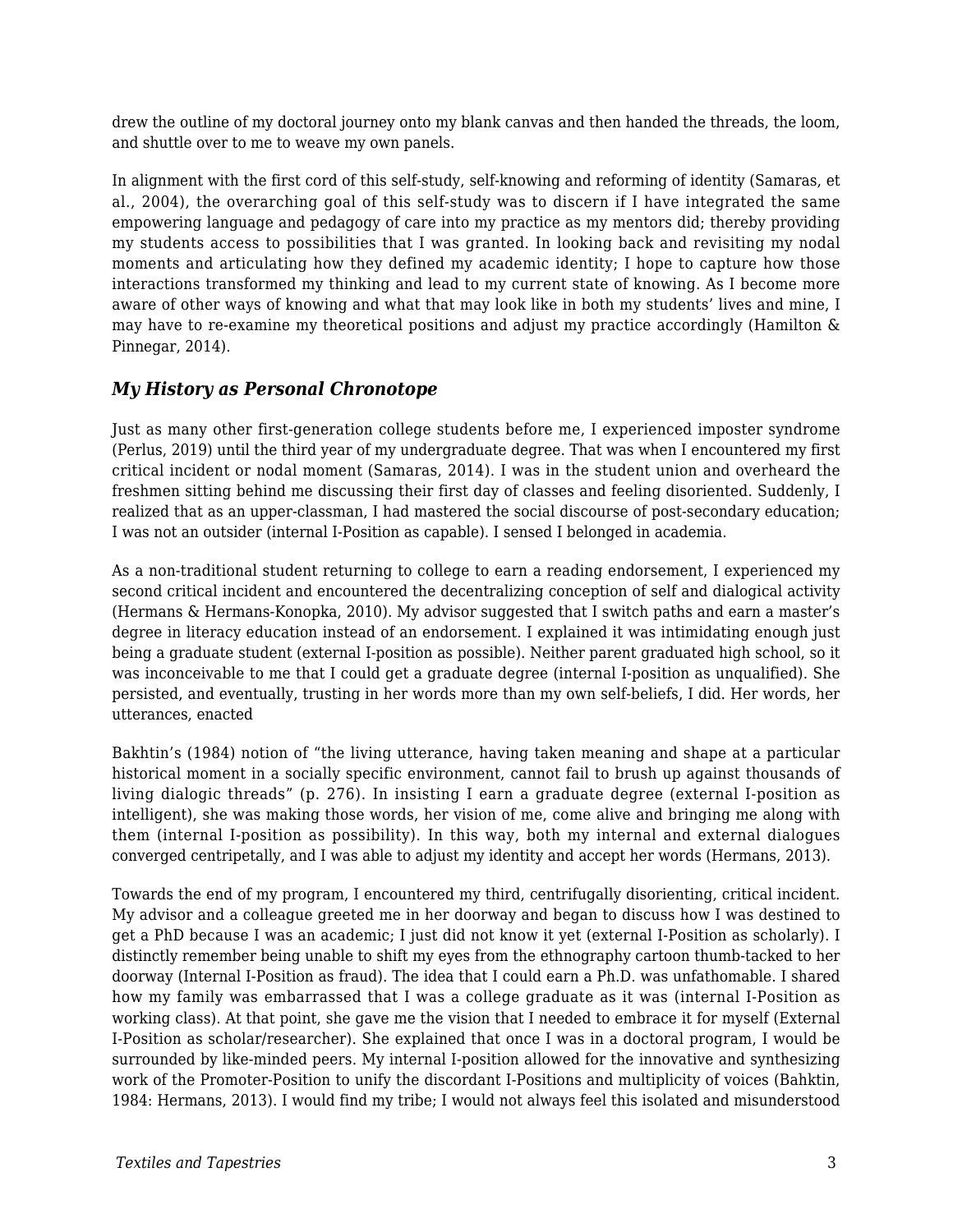drew the outline of my doctoral journey onto my blank canvas and then handed the threads, the loom, and shuttle over to me to weave my own panels.

In alignment with the first cord of this self-study, self-knowing and reforming of identity (Samaras, et al., 2004), the overarching goal of this self-study was to discern if I have integrated the same empowering language and pedagogy of care into my practice as my mentors did; thereby providing my students access to possibilities that I was granted. In looking back and revisiting my nodal moments and articulating how they defined my academic identity; I hope to capture how those interactions transformed my thinking and lead to my current state of knowing. As I become more aware of other ways of knowing and what that may look like in both my students' lives and mine, I may have to re-examine my theoretical positions and adjust my practice accordingly (Hamilton & Pinnegar, 2014).

### *My History as Personal Chronotope*

Just as many other first-generation college students before me, I experienced imposter syndrome (Perlus, 2019) until the third year of my undergraduate degree. That was when I encountered my first critical incident or nodal moment (Samaras, 2014). I was in the student union and overheard the freshmen sitting behind me discussing their first day of classes and feeling disoriented. Suddenly, I realized that as an upper-classman, I had mastered the social discourse of post-secondary education; I was not an outsider (internal I-Position as capable). I sensed I belonged in academia.

As a non-traditional student returning to college to earn a reading endorsement, I experienced my second critical incident and encountered the decentralizing conception of self and dialogical activity (Hermans & Hermans-Konopka, 2010). My advisor suggested that I switch paths and earn a master's degree in literacy education instead of an endorsement. I explained it was intimidating enough just being a graduate student (external I-position as possible). Neither parent graduated high school, so it was inconceivable to me that I could get a graduate degree (internal I-position as unqualified). She persisted, and eventually, trusting in her words more than my own self-beliefs, I did. Her words, her utterances, enacted

Bakhtin's (1984) notion of "the living utterance, having taken meaning and shape at a particular historical moment in a socially specific environment, cannot fail to brush up against thousands of living dialogic threads" (p. 276). In insisting I earn a graduate degree (external I-position as intelligent), she was making those words, her vision of me, come alive and bringing me along with them (internal I-position as possibility). In this way, both my internal and external dialogues converged centripetally, and I was able to adjust my identity and accept her words (Hermans, 2013).

Towards the end of my program, I encountered my third, centrifugally disorienting, critical incident. My advisor and a colleague greeted me in her doorway and began to discuss how I was destined to get a PhD because I was an academic; I just did not know it yet (external I-Position as scholarly). I distinctly remember being unable to shift my eyes from the ethnography cartoon thumb-tacked to her doorway (Internal I-Position as fraud). The idea that I could earn a Ph.D. was unfathomable. I shared how my family was embarrassed that I was a college graduate as it was (internal I-Position as working class). At that point, she gave me the vision that I needed to embrace it for myself (External I-Position as scholar/researcher). She explained that once I was in a doctoral program, I would be surrounded by like-minded peers. My internal I-position allowed for the innovative and synthesizing work of the Promoter-Position to unify the discordant I-Positions and multiplicity of voices (Bahktin, 1984: Hermans, 2013). I would find my tribe; I would not always feel this isolated and misunderstood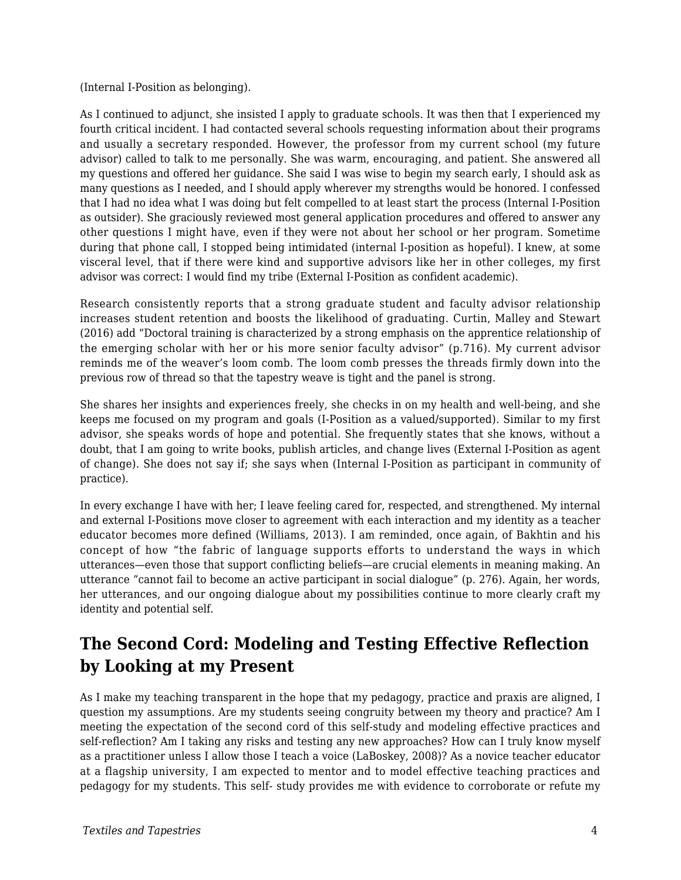(Internal I-Position as belonging).

As I continued to adjunct, she insisted I apply to graduate schools. It was then that I experienced my fourth critical incident. I had contacted several schools requesting information about their programs and usually a secretary responded. However, the professor from my current school (my future advisor) called to talk to me personally. She was warm, encouraging, and patient. She answered all my questions and offered her guidance. She said I was wise to begin my search early, I should ask as many questions as I needed, and I should apply wherever my strengths would be honored. I confessed that I had no idea what I was doing but felt compelled to at least start the process (Internal I-Position as outsider). She graciously reviewed most general application procedures and offered to answer any other questions I might have, even if they were not about her school or her program. Sometime during that phone call, I stopped being intimidated (internal I-position as hopeful). I knew, at some visceral level, that if there were kind and supportive advisors like her in other colleges, my first advisor was correct: I would find my tribe (External I-Position as confident academic).

Research consistently reports that a strong graduate student and faculty advisor relationship increases student retention and boosts the likelihood of graduating. Curtin, Malley and Stewart (2016) add "Doctoral training is characterized by a strong emphasis on the apprentice relationship of the emerging scholar with her or his more senior faculty advisor" (p.716). My current advisor reminds me of the weaver's loom comb. The loom comb presses the threads firmly down into the previous row of thread so that the tapestry weave is tight and the panel is strong.

She shares her insights and experiences freely, she checks in on my health and well-being, and she keeps me focused on my program and goals (I-Position as a valued/supported). Similar to my first advisor, she speaks words of hope and potential. She frequently states that she knows, without a doubt, that I am going to write books, publish articles, and change lives (External I-Position as agent of change). She does not say if; she says when (Internal I-Position as participant in community of practice).

In every exchange I have with her; I leave feeling cared for, respected, and strengthened. My internal and external I-Positions move closer to agreement with each interaction and my identity as a teacher educator becomes more defined (Williams, 2013). I am reminded, once again, of Bakhtin and his concept of how "the fabric of language supports efforts to understand the ways in which utterances—even those that support conflicting beliefs—are crucial elements in meaning making. An utterance "cannot fail to become an active participant in social dialogue" (p. 276). Again, her words, her utterances, and our ongoing dialogue about my possibilities continue to more clearly craft my identity and potential self.

## The Second Cord: Modeling and Testing Effective Reflection by Looking at my Present

As I make my teaching transparent in the hope that my pedagogy, practice and praxis are aligned, I question my assumptions. Are my students seeing congruity between my theory and practice? Am I meeting the expectation of the second cord of this self-study and modeling effective practices and self-reflection? Am I taking any risks and testing any new approaches? How can I truly know myself as a practitioner unless I allow those I teach a voice (LaBoskey, 2008)? As a novice teacher educator at a flagship university, I am expected to mentor and to model effective teaching practices and pedagogy for my students. This self- study provides me with evidence to corroborate or refute my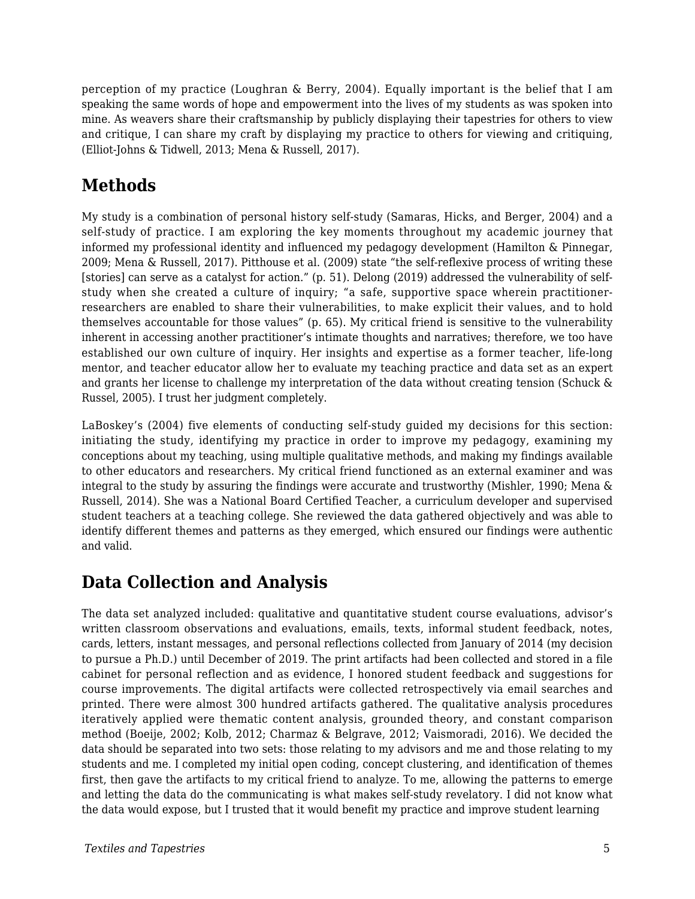perception of my practice (Loughran & Berry, 2004). Equally important is the belief that I am speaking the same words of hope and empowerment into the lives of my students as was spoken into mine. As weavers share their craftsmanship by publicly displaying their tapestries for others to view and critique, I can share my craft by displaying my practice to others for viewing and critiquing, (Elliot-Johns & Tidwell, 2013; Mena & Russell, 2017).

## Methods

My study is a combination of personal history self-study (Samaras, Hicks, and Berger, 2004) and a self-study of practice. I am exploring the key moments throughout my academic journey that informed my professional identity and influenced my pedagogy development (Hamilton & Pinnegar, 2009; Mena & Russell, 2017). Pitthouse et al. (2009) state "the self-reflexive process of writing these [stories] can serve as a catalyst for action." (p. 51). Delong (2019) addressed the vulnerability of self-study when she created a culture of inquiry; "a safe, supportive space wherein practitioner-researchers are enabled to share their vulnerabilities, to make explicit their values, and to hold themselves accountable for those values" (p. 65). My critical friend is sensitive to the vulnerability inherent in accessing another practitioner's intimate thoughts and narratives; therefore, we too have established our own culture of inquiry. Her insights and expertise as a former teacher, life-long mentor, and teacher educator allow her to evaluate my teaching practice and data set as an expert and grants her license to challenge my interpretation of the data without creating tension (Schuck & Russel, 2005). I trust her judgment completely.

LaBoskey's (2004) five elements of conducting self-study guided my decisions for this section: initiating the study, identifying my practice in order to improve my pedagogy, examining my conceptions about my teaching, using multiple qualitative methods, and making my findings available to other educators and researchers. My critical friend functioned as an external examiner and was integral to the study by assuring the findings were accurate and trustworthy (Mishler, 1990; Mena & Russell, 2014). She was a National Board Certified Teacher, a curriculum developer and supervised student teachers at a teaching college. She reviewed the data gathered objectively and was able to identify different themes and patterns as they emerged, which ensured our findings were authentic and valid.

## Data Collection and Analysis

The data set analyzed included: qualitative and quantitative student course evaluations, advisor's written classroom observations and evaluations, emails, texts, informal student feedback, notes, cards, letters, instant messages, and personal reflections collected from January of 2014 (my decision to pursue a Ph.D.) until December of 2019. The print artifacts had been collected and stored in a file cabinet for personal reflection and as evidence, I honored student feedback and suggestions for course improvements. The digital artifacts were collected retrospectively via email searches and printed. There were almost 300 hundred artifacts gathered. The qualitative analysis procedures iteratively applied were thematic content analysis, grounded theory, and constant comparison method (Boeije, 2002; Kolb, 2012; Charmaz & Belgrave, 2012; Vaismoradi, 2016). We decided the data should be separated into two sets: those relating to my advisors and me and those relating to my students and me. I completed my initial open coding, concept clustering, and identification of themes first, then gave the artifacts to my critical friend to analyze. To me, allowing the patterns to emerge and letting the data do the communicating is what makes self-study revelatory. I did not know what the data would expose, but I trusted that it would benefit my practice and improve student learning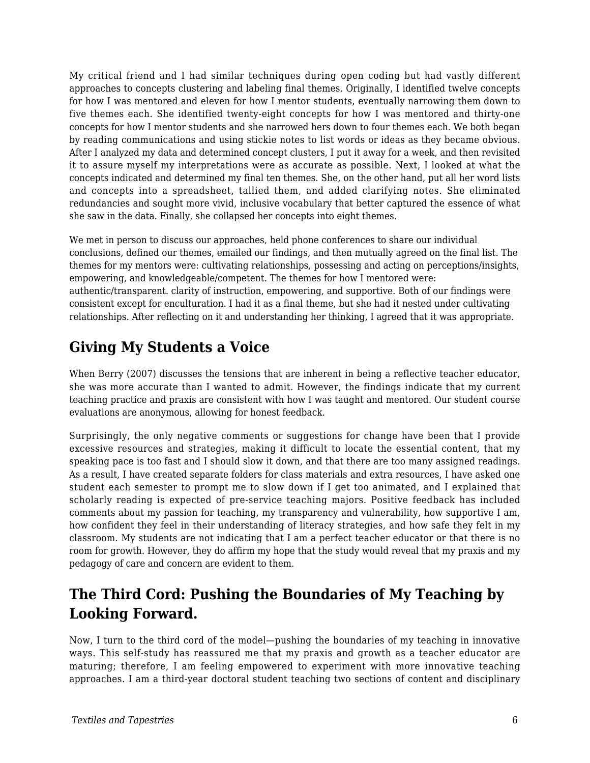My critical friend and I had similar techniques during open coding but had vastly different approaches to concepts clustering and labeling final themes. Originally, I identified twelve concepts for how I was mentored and eleven for how I mentor students, eventually narrowing them down to five themes each. She identified twenty-eight concepts for how I was mentored and thirty-one concepts for how I mentor students and she narrowed hers down to four themes each. We both began by reading communications and using stickie notes to list words or ideas as they became obvious. After I analyzed my data and determined concept clusters, I put it away for a week, and then revisited it to assure myself my interpretations were as accurate as possible. Next, I looked at what the concepts indicated and determined my final ten themes. She, on the other hand, put all her word lists and concepts into a spreadsheet, tallied them, and added clarifying notes. She eliminated redundancies and sought more vivid, inclusive vocabulary that better captured the essence of what she saw in the data. Finally, she collapsed her concepts into eight themes.

We met in person to discuss our approaches, held phone conferences to share our individual conclusions, defined our themes, emailed our findings, and then mutually agreed on the final list. The themes for my mentors were: cultivating relationships, possessing and acting on perceptions/insights, empowering, and knowledgeable/competent. The themes for how I mentored were: authentic/transparent. clarity of instruction, empowering, and supportive. Both of our findings were consistent except for enculturation. I had it as a final theme, but she had it nested under cultivating relationships. After reflecting on it and understanding her thinking, I agreed that it was appropriate.

## Giving My Students a Voice

When Berry (2007) discusses the tensions that are inherent in being a reflective teacher educator, she was more accurate than I wanted to admit. However, the findings indicate that my current teaching practice and praxis are consistent with how I was taught and mentored. Our student course evaluations are anonymous, allowing for honest feedback.

Surprisingly, the only negative comments or suggestions for change have been that I provide excessive resources and strategies, making it difficult to locate the essential content, that my speaking pace is too fast and I should slow it down, and that there are too many assigned readings. As a result, I have created separate folders for class materials and extra resources, I have asked one student each semester to prompt me to slow down if I get too animated, and I explained that scholarly reading is expected of pre-service teaching majors. Positive feedback has included comments about my passion for teaching, my transparency and vulnerability, how supportive I am, how confident they feel in their understanding of literacy strategies, and how safe they felt in my classroom. My students are not indicating that I am a perfect teacher educator or that there is no room for growth. However, they do affirm my hope that the study would reveal that my praxis and my pedagogy of care and concern are evident to them.

## The Third Cord: Pushing the Boundaries of My Teaching by Looking Forward.

Now, I turn to the third cord of the model—pushing the boundaries of my teaching in innovative ways. This self-study has reassured me that my praxis and growth as a teacher educator are maturing; therefore, I am feeling empowered to experiment with more innovative teaching approaches. I am a third-year doctoral student teaching two sections of content and disciplinary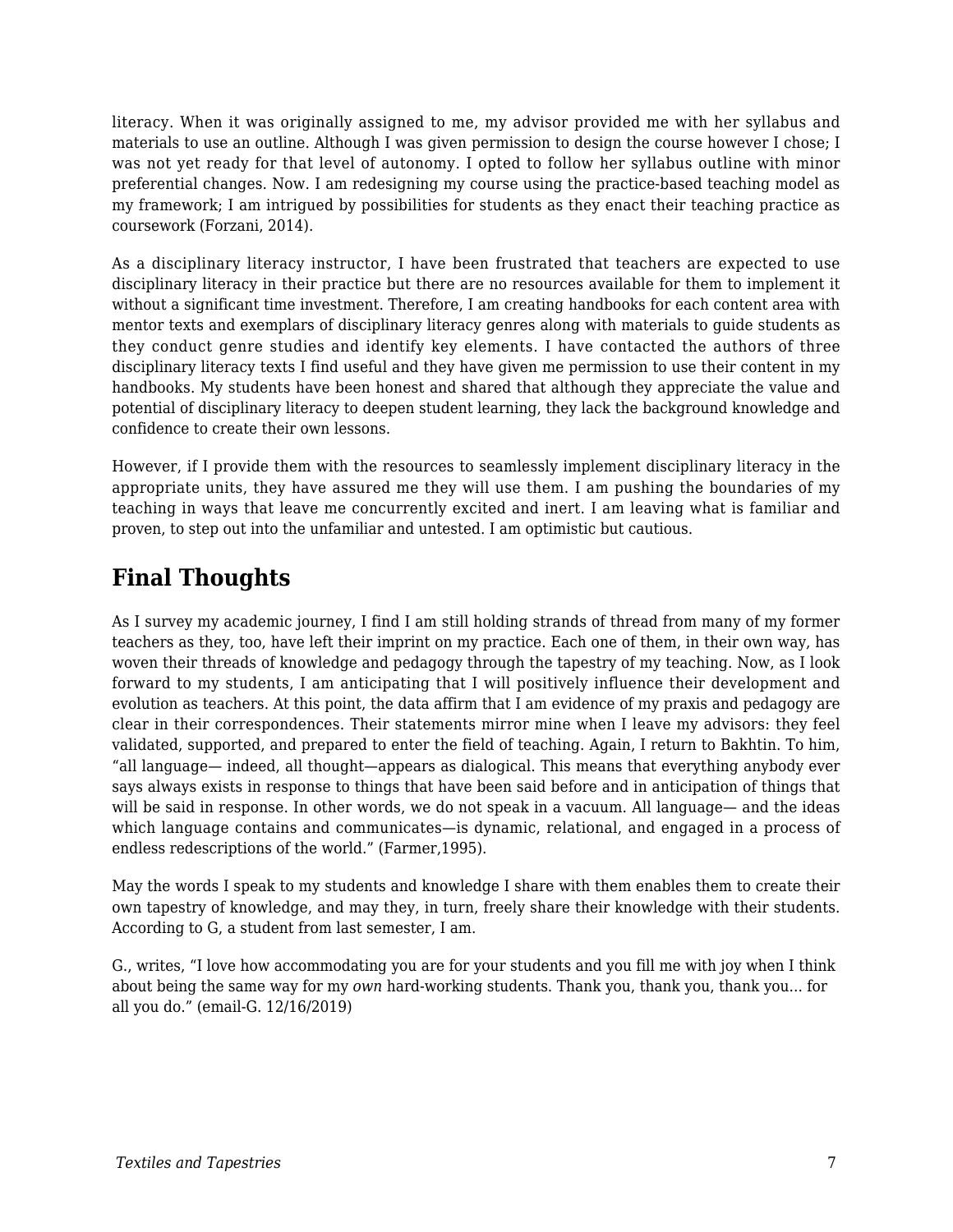literacy. When it was originally assigned to me, my advisor provided me with her syllabus and materials to use an outline. Although I was given permission to design the course however I chose; I was not yet ready for that level of autonomy. I opted to follow her syllabus outline with minor preferential changes. Now. I am redesigning my course using the practice-based teaching model as my framework; I am intrigued by possibilities for students as they enact their teaching practice as coursework (Forzani, 2014).

As a disciplinary literacy instructor, I have been frustrated that teachers are expected to use disciplinary literacy in their practice but there are no resources available for them to implement it without a significant time investment. Therefore, I am creating handbooks for each content area with mentor texts and exemplars of disciplinary literacy genres along with materials to guide students as they conduct genre studies and identify key elements. I have contacted the authors of three disciplinary literacy texts I find useful and they have given me permission to use their content in my handbooks. My students have been honest and shared that although they appreciate the value and potential of disciplinary literacy to deepen student learning, they lack the background knowledge and confidence to create their own lessons.

However, if I provide them with the resources to seamlessly implement disciplinary literacy in the appropriate units, they have assured me they will use them. I am pushing the boundaries of my teaching in ways that leave me concurrently excited and inert. I am leaving what is familiar and proven, to step out into the unfamiliar and untested. I am optimistic but cautious.

## Final Thoughts

As I survey my academic journey, I find I am still holding strands of thread from many of my former teachers as they, too, have left their imprint on my practice. Each one of them, in their own way, has woven their threads of knowledge and pedagogy through the tapestry of my teaching. Now, as I look forward to my students, I am anticipating that I will positively influence their development and evolution as teachers. At this point, the data affirm that I am evidence of my praxis and pedagogy are clear in their correspondences. Their statements mirror mine when I leave my advisors: they feel validated, supported, and prepared to enter the field of teaching. Again, I return to Bakhtin. To him, "all language— indeed, all thought—appears as dialogical. This means that everything anybody ever says always exists in response to things that have been said before and in anticipation of things that will be said in response. In other words, we do not speak in a vacuum. All language— and the ideas which language contains and communicates—is dynamic, relational, and engaged in a process of endless redescriptions of the world." (Farmer,1995).

May the words I speak to my students and knowledge I share with them enables them to create their own tapestry of knowledge, and may they, in turn, freely share their knowledge with their students. According to G, a student from last semester, I am.

G., writes, "I love how accommodating you are for your students and you fill me with joy when I think about being the same way for my *own* hard-working students. Thank you, thank you, thank you… for all you do." (email-G. 12/16/2019)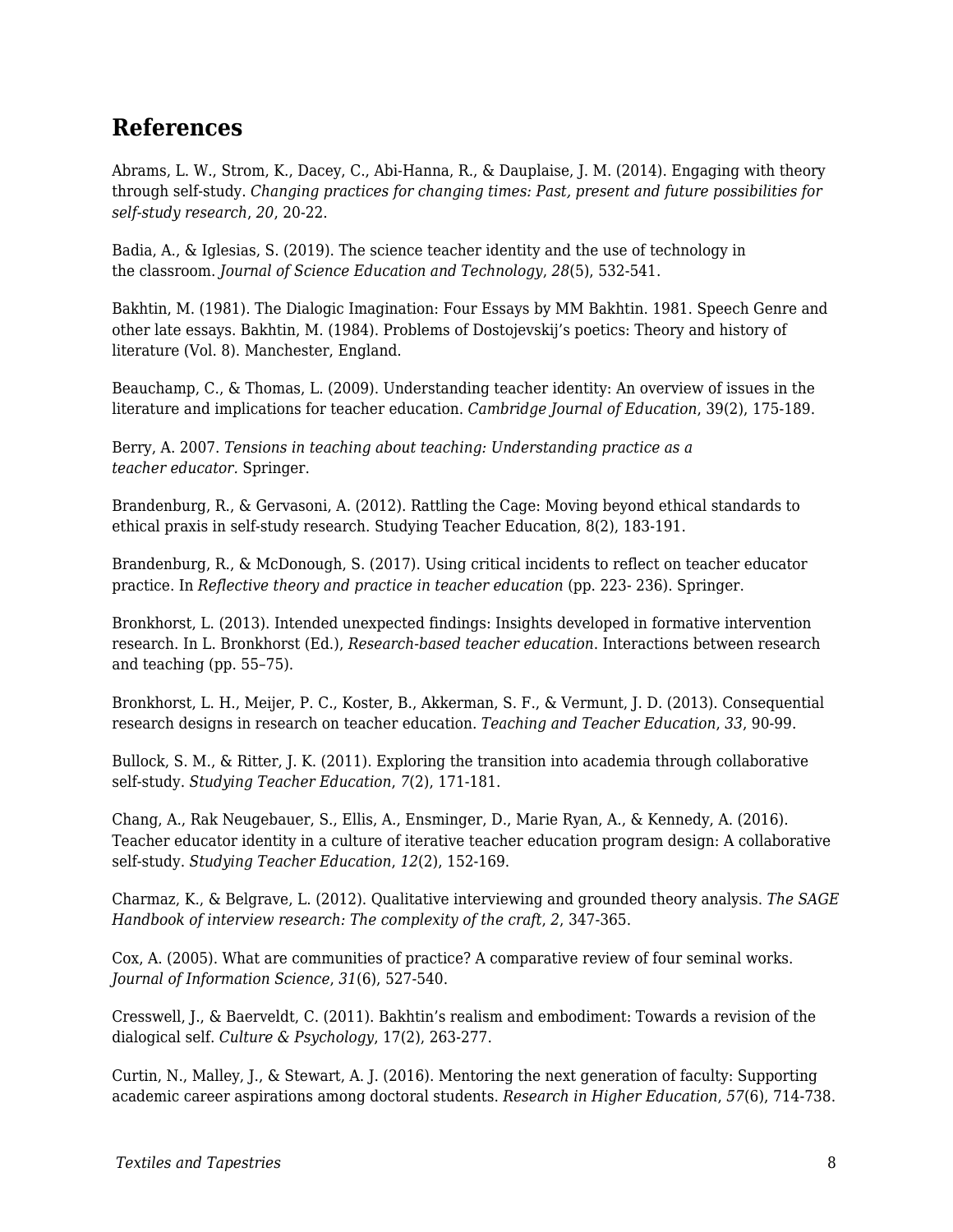## References

Abrams, L. W., Strom, K., Dacey, C., Abi-Hanna, R., & Dauplaise, J. M. (2014). Engaging with theory through self-study. *Changing practices for changing times: Past, present and future possibilities for self-study research*, *20*, 20-22.

Badia, A., & Iglesias, S. (2019). The science teacher identity and the use of technology in the classroom. *Journal of Science Education and Technology*, *28*(5), 532-541.

Bakhtin, M. (1981). The Dialogic Imagination: Four Essays by MM Bakhtin. 1981. Speech Genre and other late essays. Bakhtin, M. (1984). Problems of Dostojevskij's poetics: Theory and history of literature (Vol. 8). Manchester, England.

Beauchamp, C., & Thomas, L. (2009). Understanding teacher identity: An overview of issues in the literature and implications for teacher education. *Cambridge Journal of Education*, 39(2), 175-189.

Berry, A. 2007. *Tensions in teaching about teaching: Understanding practice as a teacher educator.* Springer.

Brandenburg, R., & Gervasoni, A. (2012). Rattling the Cage: Moving beyond ethical standards to ethical praxis in self-study research. Studying Teacher Education, 8(2), 183-191.

Brandenburg, R., & McDonough, S. (2017). Using critical incidents to reflect on teacher educator practice. In *Reflective theory and practice in teacher education* (pp. 223- 236). Springer.

Bronkhorst, L. (2013). Intended unexpected findings: Insights developed in formative intervention research. In L. Bronkhorst (Ed.), *Research-based teacher education*. Interactions between research and teaching (pp. 55–75).

Bronkhorst, L. H., Meijer, P. C., Koster, B., Akkerman, S. F., & Vermunt, J. D. (2013). Consequential research designs in research on teacher education. *Teaching and Teacher Education*, *33*, 90-99.

Bullock, S. M., & Ritter, J. K. (2011). Exploring the transition into academia through collaborative self-study. *Studying Teacher Education*, *7*(2), 171-181.

Chang, A., Rak Neugebauer, S., Ellis, A., Ensminger, D., Marie Ryan, A., & Kennedy, A. (2016). Teacher educator identity in a culture of iterative teacher education program design: A collaborative self-study. *Studying Teacher Education*, *12*(2), 152-169.

Charmaz, K., & Belgrave, L. (2012). Qualitative interviewing and grounded theory analysis. *The SAGE Handbook of interview research: The complexity of the craft*, *2*, 347-365.

Cox, A. (2005). What are communities of practice? A comparative review of four seminal works. *Journal of Information Science*, *31*(6), 527-540.

Cresswell, J., & Baerveldt, C. (2011). Bakhtin's realism and embodiment: Towards a revision of the dialogical self. *Culture & Psychology*, 17(2), 263-277.

Curtin, N., Malley, J., & Stewart, A. J. (2016). Mentoring the next generation of faculty: Supporting academic career aspirations among doctoral students. *Research in Higher Education*, *57*(6), 714-738.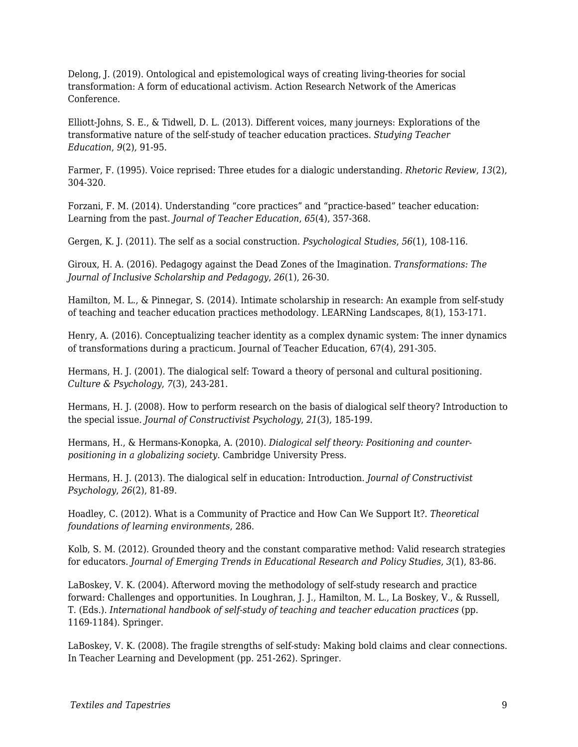Delong, J. (2019). Ontological and epistemological ways of creating living-theories for social transformation: A form of educational activism. Action Research Network of the Americas Conference.

Elliott-Johns, S. E., & Tidwell, D. L. (2013). Different voices, many journeys: Explorations of the transformative nature of the self-study of teacher education practices. *Studying Teacher Education*, *9*(2), 91-95.

Farmer, F. (1995). Voice reprised: Three etudes for a dialogic understanding. *Rhetoric Review*, *13*(2), 304-320.

Forzani, F. M. (2014). Understanding "core practices" and "practice-based" teacher education: Learning from the past. *Journal of Teacher Education*, *65*(4), 357-368.

Gergen, K. J. (2011). The self as a social construction. *Psychological Studies*, *56*(1), 108-116.

Giroux, H. A. (2016). Pedagogy against the Dead Zones of the Imagination. *Transformations: The Journal of Inclusive Scholarship and Pedagogy*, *26*(1), 26-30.

Hamilton, M. L., & Pinnegar, S. (2014). Intimate scholarship in research: An example from self-study of teaching and teacher education practices methodology. LEARNing Landscapes, 8(1), 153-171.

Henry, A. (2016). Conceptualizing teacher identity as a complex dynamic system: The inner dynamics of transformations during a practicum. Journal of Teacher Education, 67(4), 291-305.

Hermans, H. J. (2001). The dialogical self: Toward a theory of personal and cultural positioning. *Culture & Psychology*, *7*(3), 243-281.

Hermans, H. J. (2008). How to perform research on the basis of dialogical self theory? Introduction to the special issue. *Journal of Constructivist Psychology*, *21*(3), 185-199.

Hermans, H., & Hermans-Konopka, A. (2010). *Dialogical self theory: Positioning and counter-positioning in a globalizing society*. Cambridge University Press.

Hermans, H. J. (2013). The dialogical self in education: Introduction. *Journal of Constructivist Psychology*, *26*(2), 81-89.

Hoadley, C. (2012). What is a Community of Practice and How Can We Support It?. *Theoretical foundations of learning environments*, 286.

Kolb, S. M. (2012). Grounded theory and the constant comparative method: Valid research strategies for educators. *Journal of Emerging Trends in Educational Research and Policy Studies*, *3*(1), 83-86.

LaBoskey, V. K. (2004). Afterword moving the methodology of self-study research and practice forward: Challenges and opportunities. In Loughran, J. J., Hamilton, M. L., La Boskey, V., & Russell, T. (Eds.). *International handbook of self-study of teaching and teacher education practices* (pp. 1169-1184). Springer.

LaBoskey, V. K. (2008). The fragile strengths of self-study: Making bold claims and clear connections. In Teacher Learning and Development (pp. 251-262). Springer.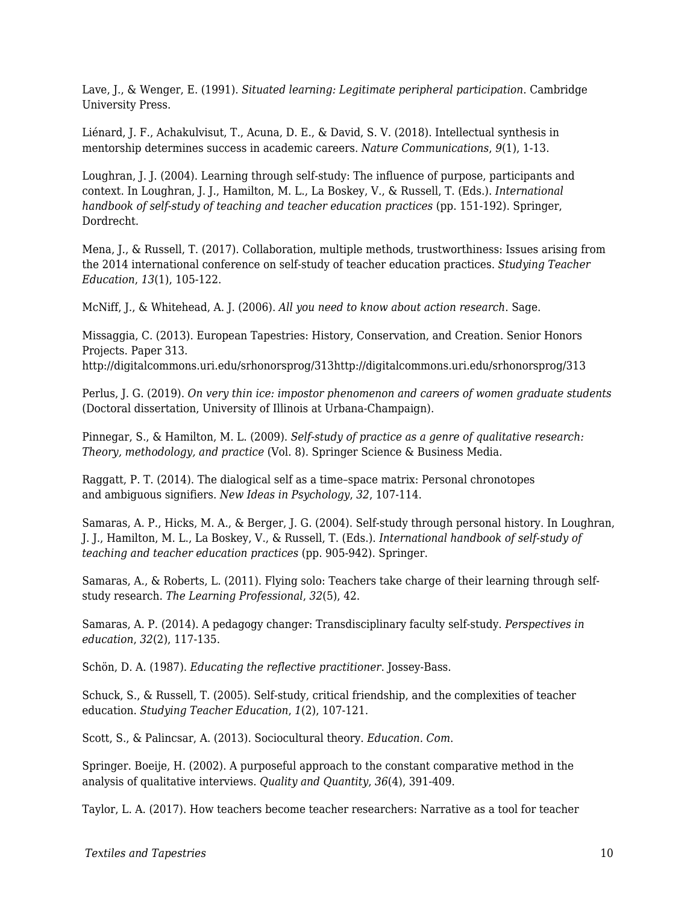Lave, J., & Wenger, E. (1991). *Situated learning: Legitimate peripheral participation*. Cambridge University Press.

Liénard, J. F., Achakulvisut, T., Acuna, D. E., & David, S. V. (2018). Intellectual synthesis in mentorship determines success in academic careers. *Nature Communications*, *9*(1), 1-13.

Loughran, J. J. (2004). Learning through self-study: The influence of purpose, participants and context. In Loughran, J. J., Hamilton, M. L., La Boskey, V., & Russell, T. (Eds.). *International handbook of self-study of teaching and teacher education practices* (pp. 151-192). Springer, Dordrecht.

Mena, J., & Russell, T. (2017). Collaboration, multiple methods, trustworthiness: Issues arising from the 2014 international conference on self-study of teacher education practices. *Studying Teacher Education*, *13*(1), 105-122.

McNiff, J., & Whitehead, A. J. (2006). *All you need to know about action research*. Sage.

Missaggia, C. (2013). European Tapestries: History, Conservation, and Creation. Senior Honors Projects. Paper 313. http://digitalcommons.uri.edu/srhonorsprog/313http://digitalcommons.uri.edu/srhonorsprog/313

Perlus, J. G. (2019). *On very thin ice: impostor phenomenon and careers of women graduate students* (Doctoral dissertation, University of Illinois at Urbana-Champaign).

Pinnegar, S., & Hamilton, M. L. (2009). *Self-study of practice as a genre of qualitative research: Theory, methodology, and practice* (Vol. 8). Springer Science & Business Media.

Raggatt, P. T. (2014). The dialogical self as a time–space matrix: Personal chronotopes and ambiguous signifiers. *New Ideas in Psychology*, *32*, 107-114.

Samaras, A. P., Hicks, M. A., & Berger, J. G. (2004). Self-study through personal history. In Loughran, J. J., Hamilton, M. L., La Boskey, V., & Russell, T. (Eds.). *International handbook of self-study of teaching and teacher education practices* (pp. 905-942). Springer.

Samaras, A., & Roberts, L. (2011). Flying solo: Teachers take charge of their learning through self-study research. *The Learning Professional*, *32*(5), 42.

Samaras, A. P. (2014). A pedagogy changer: Transdisciplinary faculty self-study. *Perspectives in education*, *32*(2), 117-135.

Schön, D. A. (1987). *Educating the reflective practitioner*. Jossey-Bass.

Schuck, S., & Russell, T. (2005). Self-study, critical friendship, and the complexities of teacher education. *Studying Teacher Education*, *1*(2), 107-121.

Scott, S., & Palincsar, A. (2013). Sociocultural theory. *Education. Com*.

Springer. Boeije, H. (2002). A purposeful approach to the constant comparative method in the analysis of qualitative interviews. *Quality and Quantity*, *36*(4), 391-409.

Taylor, L. A. (2017). How teachers become teacher researchers: Narrative as a tool for teacher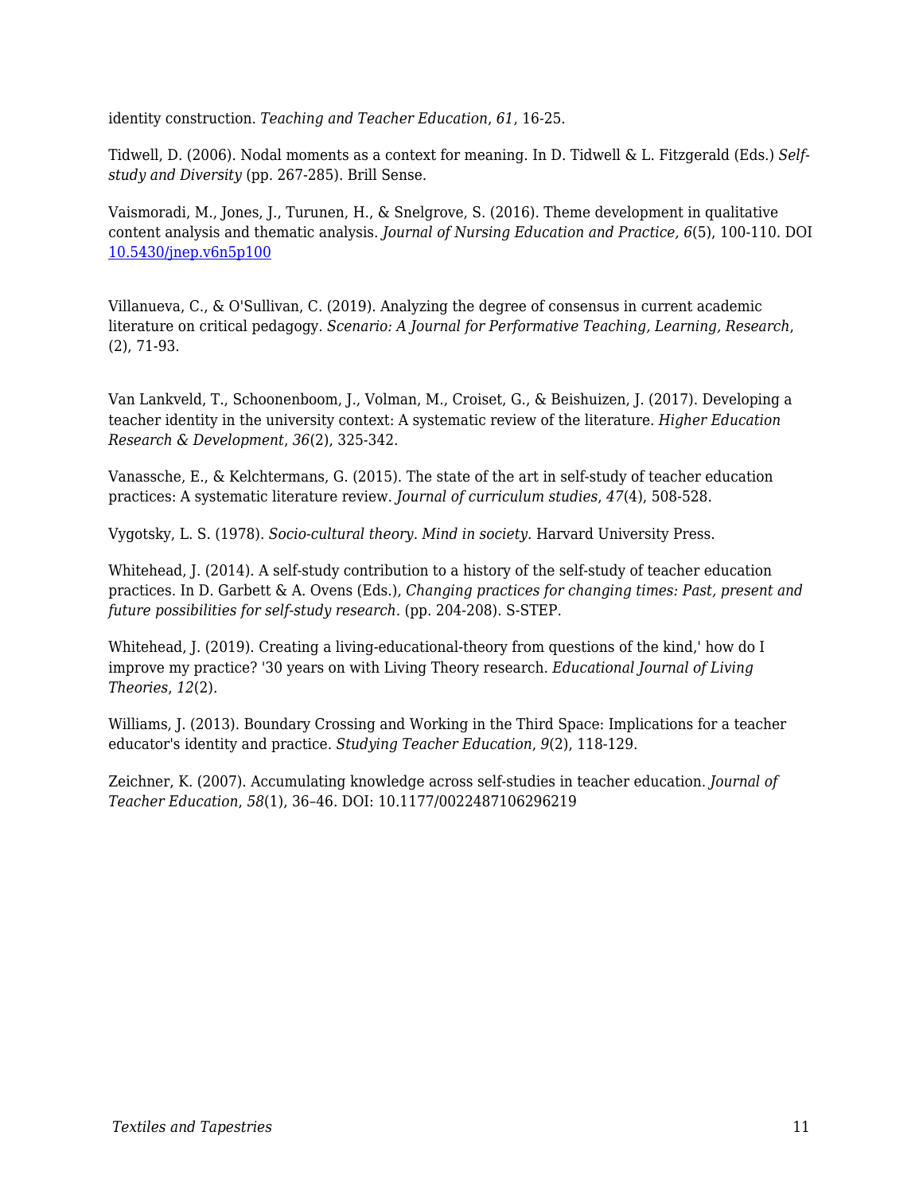identity construction. *Teaching and Teacher Education*, *61*, 16-25.

Tidwell, D. (2006). Nodal moments as a context for meaning. In D. Tidwell & L. Fitzgerald (Eds.) *Self-study and Diversity* (pp. 267-285). Brill Sense.

Vaismoradi, M., Jones, J., Turunen, H., & Snelgrove, S. (2016). Theme development in qualitative content analysis and thematic analysis. *Journal of Nursing Education and Practice, 6*(5), 100-110. DOI [10.5430/jnep.v6n5p100](10.5430/jnep.v6n5p100)

Villanueva, C., & O'Sullivan, C. (2019). Analyzing the degree of consensus in current academic literature on critical pedagogy. *Scenario: A Journal for Performative Teaching, Learning, Research*, (2), 71-93.

Van Lankveld, T., Schoonenboom, J., Volman, M., Croiset, G., & Beishuizen, J. (2017). Developing a teacher identity in the university context: A systematic review of the literature. *Higher Education Research & Development*, *36*(2), 325-342.

Vanassche, E., & Kelchtermans, G. (2015). The state of the art in self-study of teacher education practices: A systematic literature review. *Journal of curriculum studies*, *47*(4), 508-528.

Vygotsky, L. S. (1978). *Socio-cultural theory. Mind in society*. Harvard University Press.

Whitehead, J. (2014). A self-study contribution to a history of the self-study of teacher education practices. In D. Garbett & A. Ovens (Eds.), *Changing practices for changing times: Past, present and future possibilities for self-study research.* (pp. 204-208). S-STEP.

Whitehead, J. (2019). Creating a living-educational-theory from questions of the kind,' how do I improve my practice? '30 years on with Living Theory research. *Educational Journal of Living Theories*, *12*(2).

Williams, J. (2013). Boundary Crossing and Working in the Third Space: Implications for a teacher educator's identity and practice. *Studying Teacher Education*, *9*(2), 118-129.

Zeichner, K. (2007). Accumulating knowledge across self-studies in teacher education. *Journal of Teacher Education*, *58*(1), 36–46. DOI: 10.1177/0022487106296219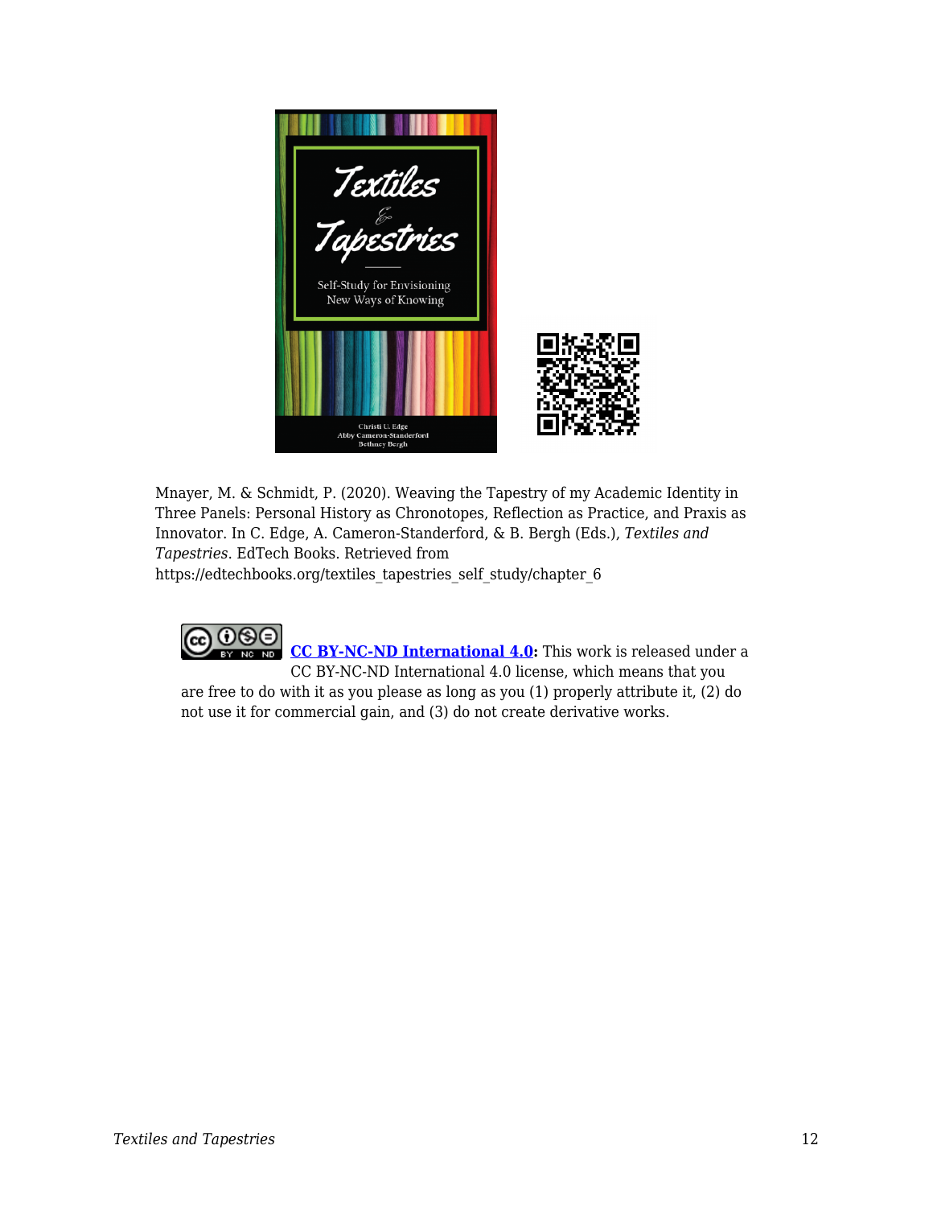Mnayer, M. & Schmidt, P. (2020). Weaving the Tapestry of my Academic Identity in Three Panels: Personal History as Chronotopes, Reflection as Practice, and Praxis as Innovator. In C. Edge, A. Cameron-Standerford, & B. Bergh (Eds.), *Textiles and Tapestries*. EdTech Books. Retrieved from https://edtechbooks.org/textiles_tapestries_self_study/chapter_6

**[CC BY-NC-ND International 4.0](https://creativecommons.org/licenses/by-nc-nd/4.0/):** This work is released under a CC BY-NC-ND International 4.0 license, which means that you are free to do with it as you please as long as you (1) properly attribute it, (2) do not use it for commercial gain, and (3) do not create derivative works.